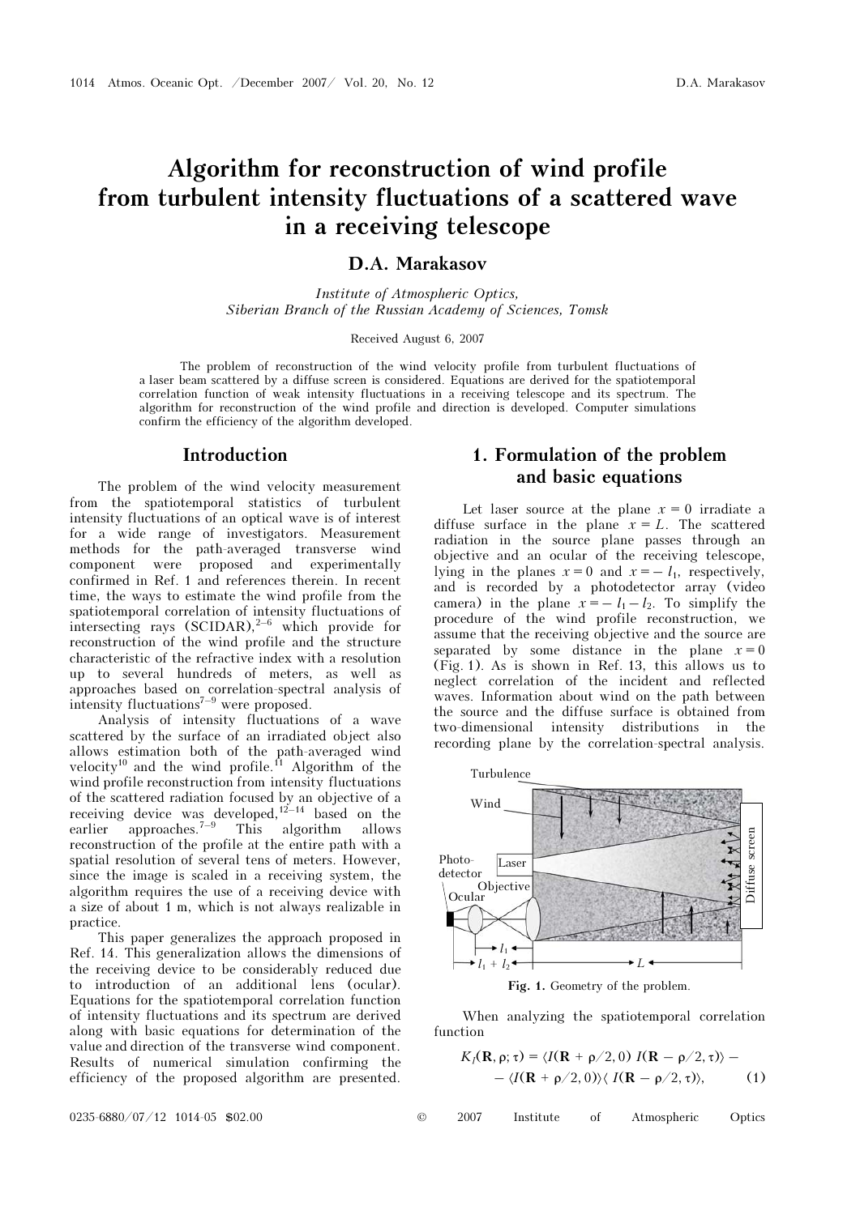# Algorithm for reconstruction of wind profile from turbulent intensity fluctuations of a scattered wave in a receiving telescope

**D.A. Marakasov**

*Institute of Atmospheric Optics, Siberian Branch of the Russian Academy of Sciences, Tomsk*

Received August 6, 2007

The problem of reconstruction of the wind velocity profile from turbulent fluctuations of a laser beam scattered by a diffuse screen is considered. Equations are derived for the spatiotemporal correlation function of weak intensity fluctuations in a receiving telescope and its spectrum. The algorithm for reconstruction of the wind profile and direction is developed. Computer simulations confirm the efficiency of the algorithm developed.

## Introduction

The problem of the wind velocity measurement from the spatiotemporal statistics of turbulent intensity fluctuations of an optical wave is of interest for a wide range of investigators. Measurement methods for the path-averaged transverse wind component were proposed and experimentally confirmed in Ref. 1 and references therein. In recent time, the ways to estimate the wind profile from the spatiotemporal correlation of intensity fluctuations of intersecting rays (SCIDAR),[2–6] which provide for reconstruction of the wind profile and the structure characteristic of the refractive index with a resolution up to several hundreds of meters, as well as approaches based on correlation-spectral analysis of intensity fluctuations[7–9] were proposed.

Analysis of intensity fluctuations of a wave scattered by the surface of an irradiated object also allows estimation both of the path-averaged wind velocity[10] and the wind profile.[11] Algorithm of the wind profile reconstruction from intensity fluctuations of the scattered radiation focused by an objective of a receiving device was developed,[12–14] based on the earlier approaches.[7–9] This algorithm allows reconstruction of the profile at the entire path with a spatial resolution of several tens of meters. However, since the image is scaled in a receiving system, the algorithm requires the use of a receiving device with a size of about 1 m, which is not always realizable in practice.

This paper generalizes the approach proposed in Ref. 14. This generalization allows the dimensions of the receiving device to be considerably reduced due to introduction of an additional lens (ocular). Equations for the spatiotemporal correlation function of intensity fluctuations and its spectrum are derived along with basic equations for determination of the value and direction of the transverse wind component. Results of numerical simulation confirming the efficiency of the proposed algorithm are presented.

## 1. Formulation of the problem and basic equations

Let laser source at the plane $x = 0$ irradiate a diffuse surface in the plane $x = L$. The scattered radiation in the source plane passes through an objective and an ocular of the receiving telescope, lying in the planes $x = 0$ and $x = -l_1$, respectively, and is recorded by a photodetector array (video camera) in the plane $x = -l_1 - l_2$. To simplify the procedure of the wind profile reconstruction, we assume that the receiving objective and the source are separated by some distance in the plane $x = 0$ (Fig. 1). As is shown in Ref. 13, this allows us to neglect correlation of the incident and reflected waves. Information about wind on the path between the source and the diffuse surface is obtained from two-dimensional intensity distributions in the recording plane by the correlation-spectral analysis.

**Fig. 1.** Geometry of the problem.

When analyzing the spatiotemporal correlation function

$$K_I(\mathbf{R}, \rho; \tau) = \langle I(\mathbf{R} + \rho/2, 0)\, I(\mathbf{R} - \rho/2, \tau)\rangle - \langle I(\mathbf{R} + \rho/2, 0)\rangle\langle I(\mathbf{R} - \rho/2, \tau)\rangle, \tag{1}$$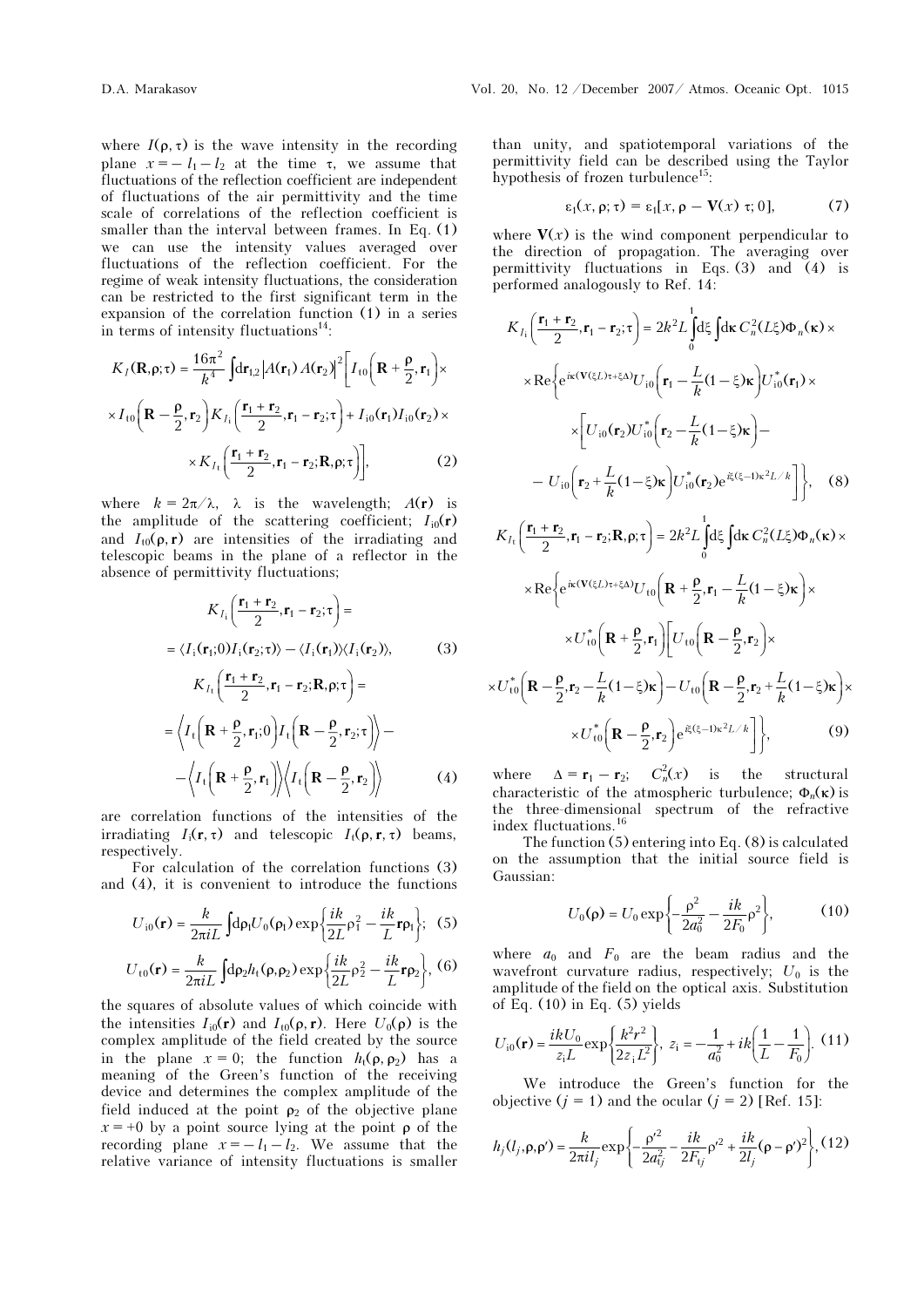where $I(\rho, \tau)$ is the wave intensity in the recording plane $x = -l_1 - l_2$ at the time $\tau$, we assume that fluctuations of the reflection coefficient are independent of fluctuations of the air permittivity and the time scale of correlations of the reflection coefficient is smaller than the interval between frames. In Eq. (1) we can use the intensity values averaged over fluctuations of the reflection coefficient. For the regime of weak intensity fluctuations, the consideration can be restricted to the first significant term in the expansion of the correlation function (1) in a series in terms of intensity fluctuations[14]:

$$K_I(\mathbf{R},\rho;\tau) = \frac{16\pi^2}{k^4}\int d\mathbf{r}_{1,2}\left|A(\mathbf{r}_1)A(\mathbf{r}_2)\right|^2\left[I_{t0}\left(\mathbf{R}+\frac{\rho}{2},\mathbf{r}_1\right)\times\right.$$
$$\times I_{t0}\left(\mathbf{R}-\frac{\rho}{2},\mathbf{r}_2\right)K_{I_i}\left(\frac{\mathbf{r}_1+\mathbf{r}_2}{2},\mathbf{r}_1-\mathbf{r}_2;\tau\right) + I_{i0}(\mathbf{r}_1)I_{i0}(\mathbf{r}_2)\times$$
$$\left.\times K_{I_t}\left(\frac{\mathbf{r}_1+\mathbf{r}_2}{2},\mathbf{r}_1-\mathbf{r}_2;\mathbf{R},\rho;\tau\right)\right], \quad (2)$$

where $k = 2\pi/\lambda$, $\lambda$ is the wavelength; $A(\mathbf{r})$ is the amplitude of the scattering coefficient; $I_{i0}(\mathbf{r})$ and $I_{t0}(\rho, \mathbf{r})$ are intensities of the irradiating and telescopic beams in the plane of a reflector in the absence of permittivity fluctuations;

$$K_{I_i}\left(\frac{\mathbf{r}_1+\mathbf{r}_2}{2},\mathbf{r}_1-\mathbf{r}_2;\tau\right) =$$
$$= \langle I_i(\mathbf{r}_1;0)I_i(\mathbf{r}_2;\tau)\rangle - \langle I_i(\mathbf{r}_1)\rangle\langle I_i(\mathbf{r}_2)\rangle, \quad (3)$$

$$K_{I_t}\left(\frac{\mathbf{r}_1+\mathbf{r}_2}{2},\mathbf{r}_1-\mathbf{r}_2;\mathbf{R},\rho;\tau\right) =$$
$$= \left\langle I_t\left(\mathbf{R}+\frac{\rho}{2},\mathbf{r}_1;0\right)I_t\left(\mathbf{R}-\frac{\rho}{2},\mathbf{r}_2;\tau\right)\right\rangle -$$
$$-\left\langle I_t\left(\mathbf{R}+\frac{\rho}{2},\mathbf{r}_1\right)\right\rangle\left\langle I_t\left(\mathbf{R}-\frac{\rho}{2},\mathbf{r}_2\right)\right\rangle \quad (4)$$

are correlation functions of the intensities of the irradiating $I_i(\mathbf{r}, \tau)$ and telescopic $I_t(\rho, \mathbf{r}, \tau)$ beams, respectively.

For calculation of the correlation functions (3) and (4), it is convenient to introduce the functions

$$U_{i0}(\mathbf{r}) = \frac{k}{2\pi i L}\int d\rho_1 U_0(\rho_1)\exp\left\{\frac{ik}{2L}\rho_1^2 - \frac{ik}{L}\mathbf{r}\rho_1\right\}; \quad (5)$$

$$U_{t0}(\mathbf{r}) = \frac{k}{2\pi i L}\int d\rho_2 h_t(\rho,\rho_2)\exp\left\{\frac{ik}{2L}\rho_2^2 - \frac{ik}{L}\mathbf{r}\rho_2\right\}, \quad (6)$$

the squares of absolute values of which coincide with the intensities $I_{i0}(\mathbf{r})$ and $I_{t0}(\rho, \mathbf{r})$. Here $U_0(\rho)$ is the complex amplitude of the field created by the source in the plane $x = 0$; the function $h_t(\rho, \rho_2)$ has a meaning of the Green's function of the receiving device and determines the complex amplitude of the field induced at the point $\rho_2$ of the objective plane $x = +0$ by a point source lying at the point $\rho$ of the recording plane $x = -l_1 - l_2$. We assume that the relative variance of intensity fluctuations is smaller than unity, and spatiotemporal variations of the permittivity field can be described using the Taylor hypothesis of frozen turbulence[15]:

$$\varepsilon_1(x, \rho; \tau) = \varepsilon_1[x, \rho - \mathbf{V}(x)\,\tau; 0], \quad (7)$$

where $\mathbf{V}(x)$ is the wind component perpendicular to the direction of propagation. The averaging over permittivity fluctuations in Eqs. (3) and (4) is performed analogously to Ref. 14:

$$K_{I_i}\left(\frac{\mathbf{r}_1+\mathbf{r}_2}{2},\mathbf{r}_1-\mathbf{r}_2;\tau\right) = 2k^2L\int_0^1 d\xi\int d\kappa\, C_n^2(L\xi)\Phi_n(\kappa)\times$$
$$\times\mathrm{Re}\left\{e^{i\kappa(\mathbf{V}(\xi L)\tau+\xi\Delta)}U_{i0}\left(\mathbf{r}_1-\frac{L}{k}(1-\xi)\kappa\right)U_{i0}^*(\mathbf{r}_1)\times\right.$$
$$\times\left[U_{i0}(\mathbf{r}_2)U_{i0}^*\left(\mathbf{r}_2-\frac{L}{k}(1-\xi)\kappa\right)-\right.$$
$$\left.\left.-\,U_{i0}\left(\mathbf{r}_2+\frac{L}{k}(1-\xi)\kappa\right)U_{i0}^*(\mathbf{r}_2)e^{i\xi(\xi-1)\kappa^2L/k}\right]\right\}, \quad (8)$$

$$K_{I_t}\left(\frac{\mathbf{r}_1+\mathbf{r}_2}{2},\mathbf{r}_1-\mathbf{r}_2;\mathbf{R},\rho;\tau\right) = 2k^2L\int_0^1 d\xi\int d\kappa\, C_n^2(L\xi)\Phi_n(\kappa)\times$$
$$\times\mathrm{Re}\left\{e^{i\kappa(\mathbf{V}(\xi L)\tau+\xi\Delta)}U_{t0}\left(\mathbf{R}+\frac{\rho}{2},\mathbf{r}_1-\frac{L}{k}(1-\xi)\kappa\right)\times\right.$$
$$\times U_{t0}^*\left(\mathbf{R}+\frac{\rho}{2},\mathbf{r}_1\right)\left[U_{t0}\left(\mathbf{R}-\frac{\rho}{2},\mathbf{r}_2\right)\times\right.$$
$$\times U_{t0}^*\left(\mathbf{R}-\frac{\rho}{2},\mathbf{r}_2-\frac{L}{k}(1-\xi)\kappa\right) - U_{t0}\left(\mathbf{R}-\frac{\rho}{2},\mathbf{r}_2+\frac{L}{k}(1-\xi)\kappa\right)\times$$
$$\left.\left.\times U_{t0}^*\left(\mathbf{R}-\frac{\rho}{2},\mathbf{r}_2\right)e^{i\xi(\xi-1)\kappa^2L/k}\right]\right\}, \quad (9)$$

where $\Delta = \mathbf{r}_1 - \mathbf{r}_2$; $C_n^2(x)$ is the structural characteristic of the atmospheric turbulence; $\Phi_n(\kappa)$ is the three-dimensional spectrum of the refractive index fluctuations.[16]

The function (5) entering into Eq. (8) is calculated on the assumption that the initial source field is Gaussian:

$$U_0(\rho) = U_0\exp\left\{-\frac{\rho^2}{2a_0^2} - \frac{ik}{2F_0}\rho^2\right\}, \quad (10)$$

where $a_0$ and $F_0$ are the beam radius and the wavefront curvature radius, respectively; $U_0$ is the amplitude of the field on the optical axis. Substitution of Eq. (10) in Eq. (5) yields

$$U_{i0}(\mathbf{r}) = \frac{ikU_0}{z_i L}\exp\left\{\frac{k^2r^2}{2z_i L^2}\right\},\; z_i = -\frac{1}{a_0^2} + ik\left(\frac{1}{L} - \frac{1}{F_0}\right). \quad (11)$$

We introduce the Green's function for the objective ($j = 1$) and the ocular ($j = 2$) [Ref. 15]:

$$h_j(l_j,\rho,\rho') = \frac{k}{2\pi i l_j}\exp\left\{-\frac{\rho'^2}{2a_{tj}^2} - \frac{ik}{2F_{tj}}\rho'^2 + \frac{ik}{2l_j}(\rho-\rho')^2\right\}, \quad (12)$$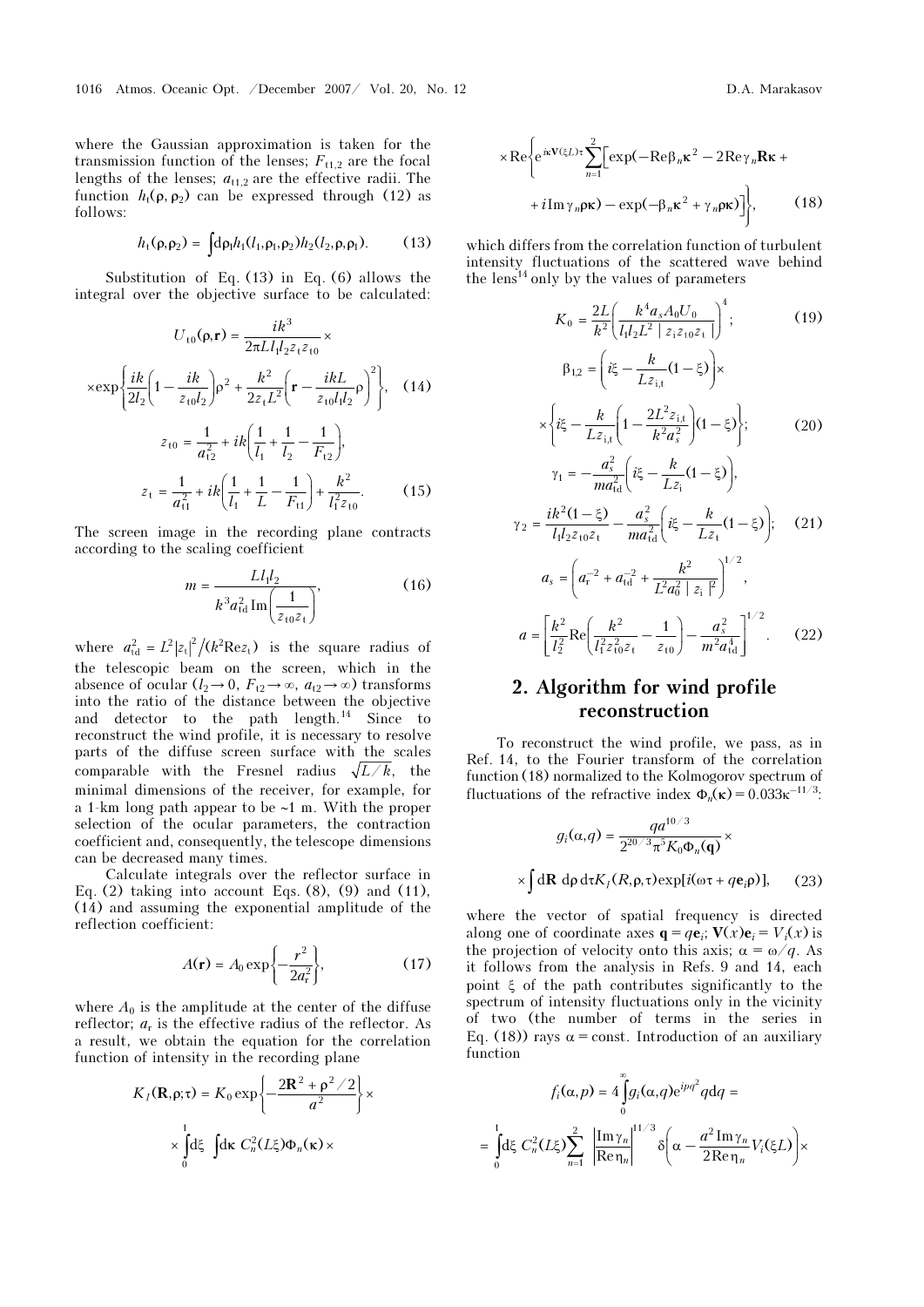where the Gaussian approximation is taken for the transmission function of the lenses; $F_{t1,2}$ are the focal lengths of the lenses; $a_{t1,2}$ are the effective radii. The function $h_t(\rho, \rho_2)$ can be expressed through (12) as follows:

$$h_t(\rho,\rho_2) = \int d\rho_1 h_1(l_1,\rho_1,\rho_2)h_2(l_2,\rho,\rho_1). \quad (13)$$

Substitution of Eq. (13) in Eq. (6) allows the integral over the objective surface to be calculated:

$$U_{t0}(\rho,\mathbf{r}) = \frac{ik^3}{2\pi L l_1 l_2 z_t z_{t0}} \times$$

$$\times \exp\left\{\frac{ik}{2l_2}\left(1 - \frac{ik}{z_{t0}l_2}\right)\rho^2 + \frac{k^2}{2z_t L^2}\left(\mathbf{r} - \frac{ikL}{z_{t0}l_1l_2}\rho\right)^2\right\}, \quad (14)$$

$$z_{t0} = \frac{1}{a_{t2}^2} + ik\left(\frac{1}{l_1} + \frac{1}{l_2} - \frac{1}{F_{t2}}\right),$$

$$z_t = \frac{1}{a_{t1}^2} + ik\left(\frac{1}{l_1} + \frac{1}{L} - \frac{1}{F_{t1}}\right) + \frac{k^2}{l_1^2 z_{t0}}. \quad (15)$$

The screen image in the recording plane contracts according to the scaling coefficient

$$m = \frac{L l_1 l_2}{k^3 a_{td}^2 \operatorname{Im}\left(\dfrac{1}{z_{t0}z_t}\right)}, \quad (16)$$

where $a_{td}^2 = L^2|z_t|^2/(k^2 \operatorname{Re} z_t)$ is the square radius of the telescopic beam on the screen, which in the absence of ocular ($l_2 \to 0$, $F_{t2} \to \infty$, $a_{t2} \to \infty$) transforms into the ratio of the distance between the objective and detector to the path length.[14] Since to reconstruct the wind profile, it is necessary to resolve parts of the diffuse screen surface with the scales comparable with the Fresnel radius $\sqrt{L/k}$, the minimal dimensions of the receiver, for example, for a 1-km long path appear to be ~1 m. With the proper selection of the ocular parameters, the contraction coefficient and, consequently, the telescope dimensions can be decreased many times.

Calculate integrals over the reflector surface in Eq. (2) taking into account Eqs. (8), (9) and (11), (14) and assuming the exponential amplitude of the reflection coefficient:

$$A(\mathbf{r}) = A_0 \exp\left\{-\frac{r^2}{2a_r^2}\right\}, \quad (17)$$

where $A_0$ is the amplitude at the center of the diffuse reflector; $a_r$ is the effective radius of the reflector. As a result, we obtain the equation for the correlation function of intensity in the recording plane

$$K_I(\mathbf{R},\rho;\tau) = K_0 \exp\left\{-\frac{2\mathbf{R}^2 + \rho^2/2}{a^2}\right\} \times$$

$$\times \int_0^1 d\xi \int d\boldsymbol{\kappa}\, C_n^2(L\xi)\Phi_n(\kappa) \times$$

$$\times \operatorname{Re}\left\{e^{i\boldsymbol{\kappa}\mathbf{V}(\xi L)\tau} \sum_{n=1}^{2}\left[\exp(-\operatorname{Re}\beta_n\kappa^2 - 2\operatorname{Re}\gamma_n\mathbf{R}\boldsymbol{\kappa} + \right.\right.$$

$$\left.\left. + i\operatorname{Im}\gamma_n\rho\boldsymbol{\kappa}) - \exp(-\beta_n\kappa^2 + \gamma_n\rho\boldsymbol{\kappa})\right]\right\}, \quad (18)$$

which differs from the correlation function of turbulent intensity fluctuations of the scattered wave behind the lens[14] only by the values of parameters

$$K_0 = \frac{2L}{k^2}\left(\frac{k^4 a_s A_0 U_0}{l_1 l_2 L^2 \,|\, z_i z_{t0} z_t\,|}\right)^4; \quad (19)$$

$$\beta_{1,2} = \left(i\xi - \frac{k}{Lz_{i,t}}(1-\xi)\right) \times$$

$$\times \left\{i\xi - \frac{k}{Lz_{i,t}}\left(1 - \frac{2L^2 z_{i,t}}{k^2 a_s^2}\right)(1-\xi)\right\}; \quad (20)$$

$$\gamma_1 = -\frac{a_s^2}{m a_{td}^2}\left(i\xi - \frac{k}{Lz_i}(1-\xi)\right),$$

$$\gamma_2 = \frac{ik^2(1-\xi)}{l_1 l_2 z_{t0} z_t} - \frac{a_s^2}{m a_{td}^2}\left(i\xi - \frac{k}{Lz_t}(1-\xi)\right); \quad (21)$$

$$a_s = \left(a_r^{-2} + a_{td}^{-2} + \frac{k^2}{L^2 a_0^2 \,|\, z_i\,|^2}\right)^{1/2},$$

$$a = \left[\frac{k^2}{l_2^2}\operatorname{Re}\left(\frac{k^2}{l_1^2 z_{t0}^2 z_t} - \frac{1}{z_{t0}}\right) - \frac{a_s^2}{m^2 a_{td}^4}\right]^{1/2}. \quad (22)$$

## 2. Algorithm for wind profile reconstruction

To reconstruct the wind profile, we pass, as in Ref. 14, to the Fourier transform of the correlation function (18) normalized to the Kolmogorov spectrum of fluctuations of the refractive index $\Phi_n(\kappa) = 0.033\kappa^{-11/3}$:

$$g_i(\alpha,q) = \frac{qa^{10/3}}{2^{20/3}\pi^5 K_0 \Phi_n(\mathbf{q})} \times$$

$$\times \int d\mathbf{R}\, d\rho\, d\tau K_I(R,\rho,\tau)\exp[i(\omega\tau + q\mathbf{e}_i\rho)], \quad (23)$$

where the vector of spatial frequency is directed along one of coordinate axes $\mathbf{q} = q\mathbf{e}_i$; $\mathbf{V}(x)\mathbf{e}_i = V_i(x)$ is the projection of velocity onto this axis; $\alpha = \omega/q$. As it follows from the analysis in Refs. 9 and 14, each point $\xi$ of the path contributes significantly to the spectrum of intensity fluctuations only in the vicinity of two (the number of terms in the series in Eq. (18)) rays $\alpha = \text{const}$. Introduction of an auxiliary function

$$f_i(\alpha,p) = 4\int_0^\infty g_i(\alpha,q)e^{ipq^2} q\,dq =$$

$$= \int_0^1 d\xi\, C_n^2(L\xi)\sum_{n=1}^{2}\left|\frac{\operatorname{Im}\gamma_n}{\operatorname{Re}\eta_n}\right|^{11/3} \delta\left(\alpha - \frac{a^2 \operatorname{Im}\gamma_n}{2\operatorname{Re}\eta_n}V_i(\xi L)\right) \times$$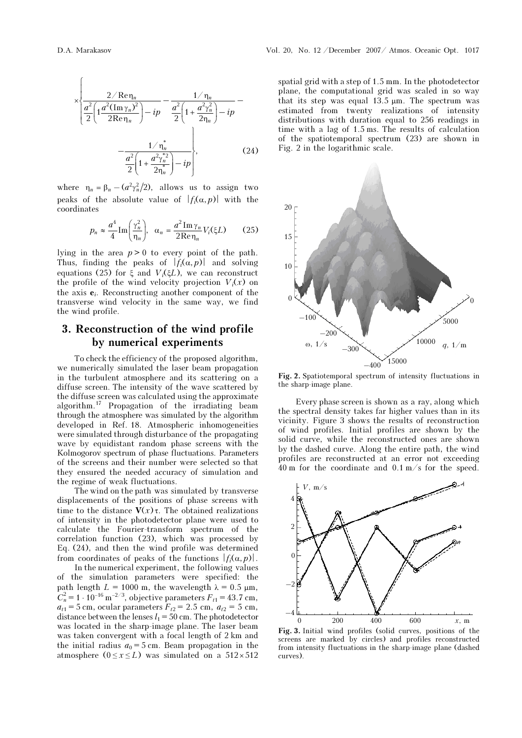$$\times \left\{ \frac{2/\mathrm{Re}\,\eta_n}{\dfrac{a^2}{2}\left(1\dfrac{a^2(\mathrm{Im}\,\gamma_n)^2}{2\mathrm{Re}\,\eta_n}\right) - ip} - \frac{1/\eta_n}{\dfrac{a^2}{2}\left(1+\dfrac{a^2\gamma_n^2}{2\eta_n}\right) - ip} - \right.$$

$$\left. - \frac{1/\eta_n^*}{\dfrac{a^2}{2}\left(1+\dfrac{a^2\gamma_n^{*2}}{2\eta_n^*}\right) - ip} \right\}, \qquad (24)$$

where $\eta_n = \beta_n - (a^2\gamma_n^2/2)$, allows us to assign two peaks of the absolute value of $|f_i(\alpha, p)|$ with the coordinates

$$p_n \approx \frac{a^4}{4}\mathrm{Im}\left(\frac{\gamma_n^2}{\eta_n}\right), \quad \alpha_n = \frac{a^2\,\mathrm{Im}\,\gamma_n}{2\mathrm{Re}\,\eta_n}V_i(\xi L) \qquad (25)$$

lying in the area $p > 0$ to every point of the path. Thus, finding the peaks of $|f_i(\alpha, p)|$ and solving equations (25) for $\xi$ and $V_i(\xi L)$, we can reconstruct the profile of the wind velocity projection $V_i(x)$ on the axis $\mathbf{e}_i$. Reconstructing another component of the transverse wind velocity in the same way, we find the wind profile.

## 3. Reconstruction of the wind profile by numerical experiments

To check the efficiency of the proposed algorithm, we numerically simulated the laser beam propagation in the turbulent atmosphere and its scattering on a diffuse screen. The intensity of the wave scattered by the diffuse screen was calculated using the approximate algorithm.[17] Propagation of the irradiating beam through the atmosphere was simulated by the algorithm developed in Ref. 18. Atmospheric inhomogeneities were simulated through disturbance of the propagating wave by equidistant random phase screens with the Kolmogorov spectrum of phase fluctuations. Parameters of the screens and their number were selected so that they ensured the needed accuracy of simulation and the regime of weak fluctuations.

The wind on the path was simulated by transverse displacements of the positions of phase screens with time to the distance $\mathbf{V}(x)\tau$. The obtained realizations of intensity in the photodetector plane were used to calculate the Fourier-transform spectrum of the correlation function (23), which was processed by Eq. (24), and then the wind profile was determined from coordinates of peaks of the functions $|f_i(\alpha, p)|$.

In the numerical experiment, the following values of the simulation parameters were specified: the path length $L = 1000$ m, the wavelength $\lambda = 0.5$ μm, $C_n^2 = 1\cdot 10^{-16}$ m$^{-2/3}$, objective parameters $F_{t1} = 43.7$ cm, $a_{t1} = 5$ cm, ocular parameters $F_{t2} = 2.5$ cm, $a_{t2} = 5$ cm, distance between the lenses $l_1 = 50$ cm. The photodetector was located in the sharp-image plane. The laser beam was taken convergent with a focal length of 2 km and the initial radius $a_0 = 5$ cm. Beam propagation in the atmosphere ($0 \le x \le L$) was simulated on a $512\times 512$ spatial grid with a step of 1.5 mm. In the photodetector plane, the computational grid was scaled in so way that its step was equal 13.5 μm. The spectrum was estimated from twenty realizations of intensity distributions with duration equal to 256 readings in time with a lag of 1.5 ms. The results of calculation of the spatiotemporal spectrum (23) are shown in Fig. 2 in the logarithmic scale.

**Fig. 2.** Spatiotemporal spectrum of intensity fluctuations in the sharp-image plane.

Every phase screen is shown as a ray, along which the spectral density takes far higher values than in its vicinity. Figure 3 shows the results of reconstruction of wind profiles. Initial profiles are shown by the solid curve, while the reconstructed ones are shown by the dashed curve. Along the entire path, the wind profiles are reconstructed at an error not exceeding 40 m for the coordinate and 0.1 m/s for the speed.

**Fig. 3.** Initial wind profiles (solid curves, positions of the screens are marked by circles) and profiles reconstructed from intensity fluctuations in the sharp-image plane (dashed curves).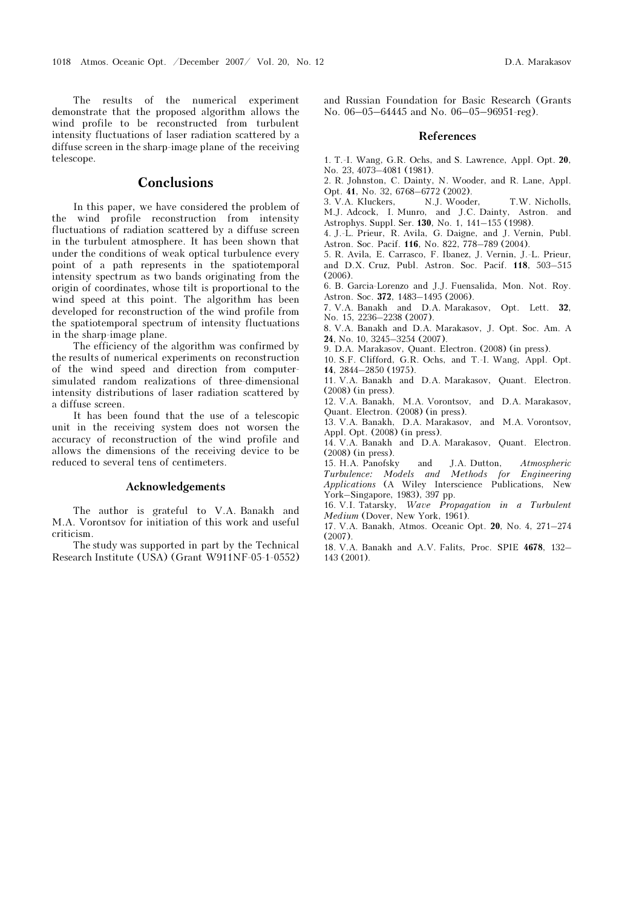The results of the numerical experiment demonstrate that the proposed algorithm allows the wind profile to be reconstructed from turbulent intensity fluctuations of laser radiation scattered by a diffuse screen in the sharp-image plane of the receiving telescope.

## Conclusions

In this paper, we have considered the problem of the wind profile reconstruction from intensity fluctuations of radiation scattered by a diffuse screen in the turbulent atmosphere. It has been shown that under the conditions of weak optical turbulence every point of a path represents in the spatiotemporal intensity spectrum as two bands originating from the origin of coordinates, whose tilt is proportional to the wind speed at this point. The algorithm has been developed for reconstruction of the wind profile from the spatiotemporal spectrum of intensity fluctuations in the sharp-image plane.

The efficiency of the algorithm was confirmed by the results of numerical experiments on reconstruction of the wind speed and direction from computer-simulated random realizations of three-dimensional intensity distributions of laser radiation scattered by a diffuse screen.

It has been found that the use of a telescopic unit in the receiving system does not worsen the accuracy of reconstruction of the wind profile and allows the dimensions of the receiving device to be reduced to several tens of centimeters.

### Acknowledgements

The author is grateful to V.A. Banakh and M.A. Vorontsov for initiation of this work and useful criticism.

The study was supported in part by the Technical Research Institute (USA) (Grant W911NF-05-1-0552) and Russian Foundation for Basic Research (Grants No. 06–05–64445 and No. 06–05–96951-reg).

### References

1. T.-I. Wang, G.R. Ochs, and S. Lawrence, Appl. Opt. **20**, No. 23, 4073–4081 (1981).
2. R. Johnston, C. Dainty, N. Wooder, and R. Lane, Appl. Opt. **41**, No. 32, 6768–6772 (2002).
3. V.A. Kluckers, N.J. Wooder, T.W. Nicholls, M.J. Adcock, I. Munro, and J.C. Dainty, Astron. and Astrophys. Suppl. Ser. **130**, No. 1, 141–155 (1998).
4. J.-L. Prieur, R. Avila, G. Daigne, and J. Vernin, Publ. Astron. Soc. Pacif. **116**, No. 822, 778–789 (2004).
5. R. Avila, E. Carrasco, F. Ibanez, J. Vernin, J.-L. Prieur, and D.X. Cruz, Publ. Astron. Soc. Pacif. **118**, 503–515 (2006).
6. B. Garcia-Lorenzo and J.J. Fuensalida, Mon. Not. Roy. Astron. Soc. **372**, 1483–1495 (2006).
7. V.A. Banakh and D.A. Marakasov, Opt. Lett. **32**, No. 15, 2236–2238 (2007).
8. V.A. Banakh and D.A. Marakasov, J. Opt. Soc. Am. A **24**, No. 10, 3245–3254 (2007).
9. D.A. Marakasov, Quant. Electron. (2008) (in press).
10. S.F. Clifford, G.R. Ochs, and T.-I. Wang, Appl. Opt. **14**, 2844–2850 (1975).
11. V.A. Banakh and D.A. Marakasov, Quant. Electron. (2008) (in press).
12. V.A. Banakh, M.A. Vorontsov, and D.A. Marakasov, Quant. Electron. (2008) (in press).
13. V.A. Banakh, D.A. Marakasov, and M.A. Vorontsov, Appl. Opt. (2008) (in press).
14. V.A. Banakh and D.A. Marakasov, Quant. Electron. (2008) (in press).
15. H.A. Panofsky and J.A. Dutton, *Atmospheric Turbulence: Models and Methods for Engineering Applications* (A Wiley Interscience Publications, New York–Singapore, 1983), 397 pp.
16. V.I. Tatarsky, *Wave Propagation in a Turbulent Medium* (Dover, New York, 1961).
17. V.A. Banakh, Atmos. Oceanic Opt. **20**, No. 4, 271–274 (2007).
18. V.A. Banakh and A.V. Falits, Proc. SPIE **4678**, 132–143 (2001).